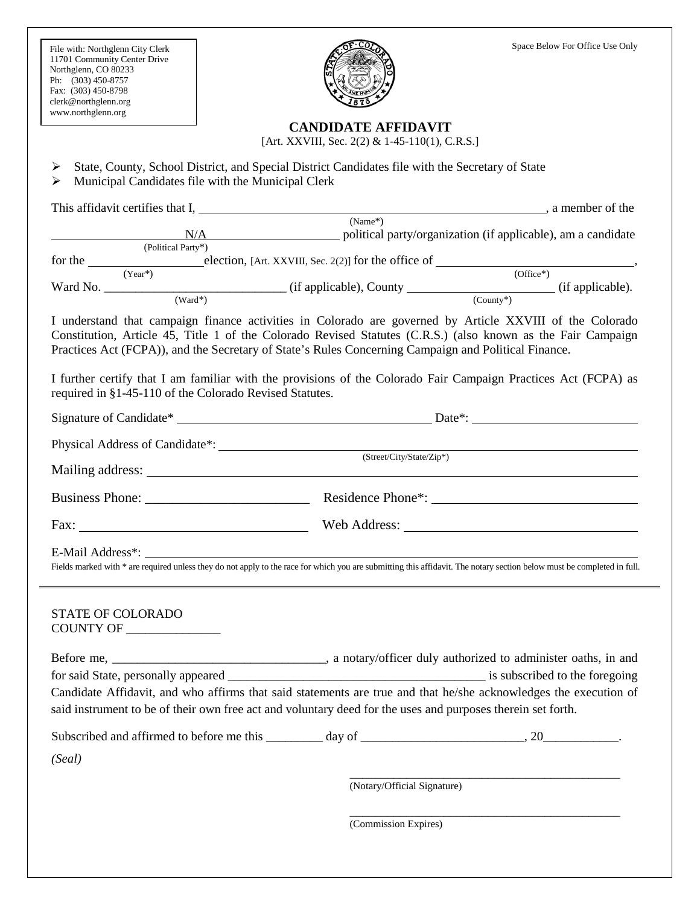File with: Northglenn City Clerk
11701 Community Center Drive
Northglenn, CO 80233
Ph: (303) 450-8757
Fax: (303) 450-8798
clerk@northglenn.org
www.northglenn.org

Space Below For Office Use Only

# CANDIDATE AFFIDAVIT

[Art. XXVIII, Sec. 2(2) & 1-45-110(1), C.R.S.]

- State, County, School District, and Special District Candidates file with the Secretary of State
- Municipal Candidates file with the Municipal Clerk

This affidavit certifies that I, ______________________________ (Name*), a member of the ____N/A____ (Political Party*) political party/organization (if applicable), am a candidate for the __________ (Year*) election, [Art. XXVIII, Sec. 2(2)] for the office of ______________________ (Office*), Ward No. ______________________ (Ward*) (if applicable), County ______________________ (County*) (if applicable).

I understand that campaign finance activities in Colorado are governed by Article XXVIII of the Colorado Constitution, Article 45, Title 1 of the Colorado Revised Statutes (C.R.S.) (also known as the Fair Campaign Practices Act (FCPA)), and the Secretary of State's Rules Concerning Campaign and Political Finance.

I further certify that I am familiar with the provisions of the Colorado Fair Campaign Practices Act (FCPA) as required in §1-45-110 of the Colorado Revised Statutes.

Signature of Candidate* ______________________________ Date*: ______________________

Physical Address of Candidate*: ______________________________ (Street/City/State/Zip*)

Mailing address: ______________________________

Business Phone: ______________________ Residence Phone*: ______________________

Fax: ______________________ Web Address: ______________________

E-Mail Address*: ______________________________

Fields marked with * are required unless they do not apply to the race for which you are submitting this affidavit. The notary section below must be completed in full.

---

STATE OF COLORADO
COUNTY OF _______________

Before me, __________________________________, a notary/officer duly authorized to administer oaths, in and for said State, personally appeared __________________________________________ is subscribed to the foregoing Candidate Affidavit, and who affirms that said statements are true and that he/she acknowledges the execution of said instrument to be of their own free act and voluntary deed for the uses and purposes therein set forth.

Subscribed and affirmed to before me this _________ day of __________________________, 20____________.

*(Seal)*

______________________________________________
(Notary/Official Signature)

______________________________________________
(Commission Expires)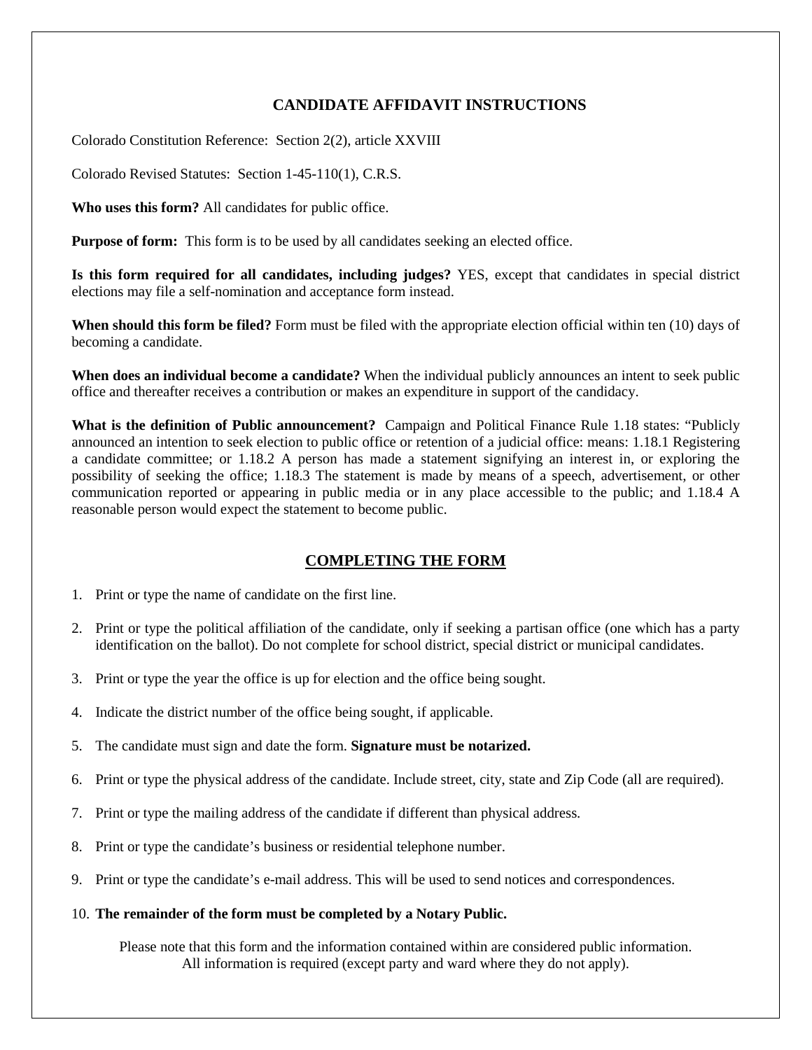## CANDIDATE AFFIDAVIT INSTRUCTIONS

Colorado Constitution Reference: Section 2(2), article XXVIII

Colorado Revised Statutes: Section 1-45-110(1), C.R.S.

**Who uses this form?** All candidates for public office.

**Purpose of form:** This form is to be used by all candidates seeking an elected office.

**Is this form required for all candidates, including judges?** YES, except that candidates in special district elections may file a self-nomination and acceptance form instead.

**When should this form be filed?** Form must be filed with the appropriate election official within ten (10) days of becoming a candidate.

**When does an individual become a candidate?** When the individual publicly announces an intent to seek public office and thereafter receives a contribution or makes an expenditure in support of the candidacy.

**What is the definition of Public announcement?** Campaign and Political Finance Rule 1.18 states: "Publicly announced an intention to seek election to public office or retention of a judicial office: means: 1.18.1 Registering a candidate committee; or 1.18.2 A person has made a statement signifying an interest in, or exploring the possibility of seeking the office; 1.18.3 The statement is made by means of a speech, advertisement, or other communication reported or appearing in public media or in any place accessible to the public; and 1.18.4 A reasonable person would expect the statement to become public.

## COMPLETING THE FORM

1. Print or type the name of candidate on the first line.
2. Print or type the political affiliation of the candidate, only if seeking a partisan office (one which has a party identification on the ballot). Do not complete for school district, special district or municipal candidates.
3. Print or type the year the office is up for election and the office being sought.
4. Indicate the district number of the office being sought, if applicable.
5. The candidate must sign and date the form. **Signature must be notarized.**
6. Print or type the physical address of the candidate. Include street, city, state and Zip Code (all are required).
7. Print or type the mailing address of the candidate if different than physical address.
8. Print or type the candidate's business or residential telephone number.
9. Print or type the candidate's e-mail address. This will be used to send notices and correspondences.
10. **The remainder of the form must be completed by a Notary Public.**

Please note that this form and the information contained within are considered public information. All information is required (except party and ward where they do not apply).